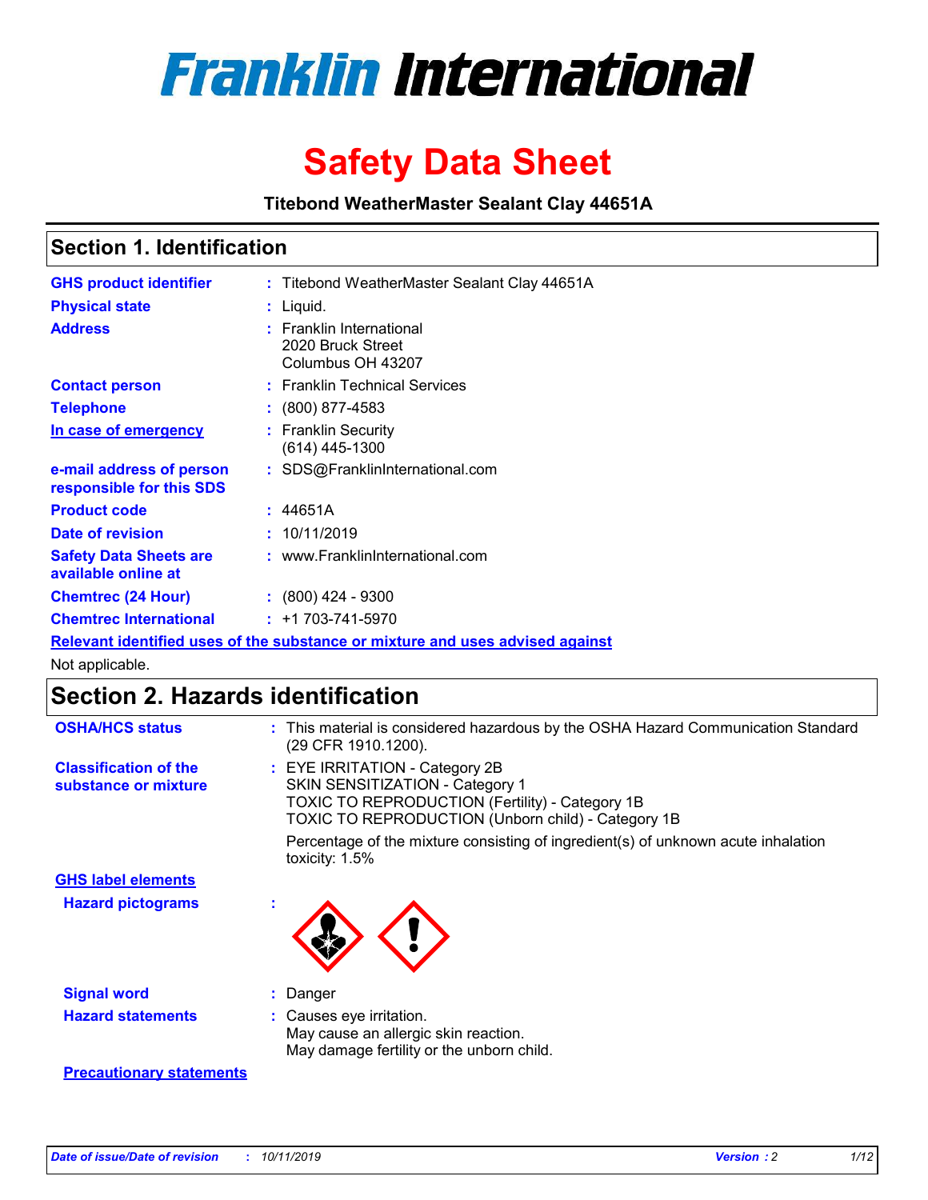# Franklin International

# Safety Data Sheet

**Titebond WeatherMaster Sealant Clay 44651A**

## Section 1. Identification

| | | |
|---|---|---|
| **GHS product identifier** | : | Titebond WeatherMaster Sealant Clay 44651A |
| **Physical state** | : | Liquid. |
| **Address** | : | Franklin International<br>2020 Bruck Street<br>Columbus OH 43207 |
| **Contact person** | : | Franklin Technical Services |
| **Telephone** | : | (800) 877-4583 |
| **In case of emergency** | : | Franklin Security<br>(614) 445-1300 |
| **e-mail address of person responsible for this SDS** | : | SDS@FranklinInternational.com |
| **Product code** | : | 44651A |
| **Date of revision** | : | 10/11/2019 |
| **Safety Data Sheets are available online at** | : | www.FranklinInternational.com |
| **Chemtrec (24 Hour)** | : | (800) 424 - 9300 |
| **Chemtrec International** | : | +1 703-741-5970 |

**Relevant identified uses of the substance or mixture and uses advised against**

Not applicable.

## Section 2. Hazards identification

| | | |
|---|---|---|
| **OSHA/HCS status** | : | This material is considered hazardous by the OSHA Hazard Communication Standard (29 CFR 1910.1200). |
| **Classification of the substance or mixture** | : | EYE IRRITATION - Category 2B<br>SKIN SENSITIZATION - Category 1<br>TOXIC TO REPRODUCTION (Fertility) - Category 1B<br>TOXIC TO REPRODUCTION (Unborn child) - Category 1B<br><br>Percentage of the mixture consisting of ingredient(s) of unknown acute inhalation toxicity: 1.5% |

**GHS label elements**

| | | |
|---|---|---|
| **Hazard pictograms** | : | |
| **Signal word** | : | Danger |
| **Hazard statements** | : | Causes eye irritation.<br>May cause an allergic skin reaction.<br>May damage fertility or the unborn child. |

**Precautionary statements**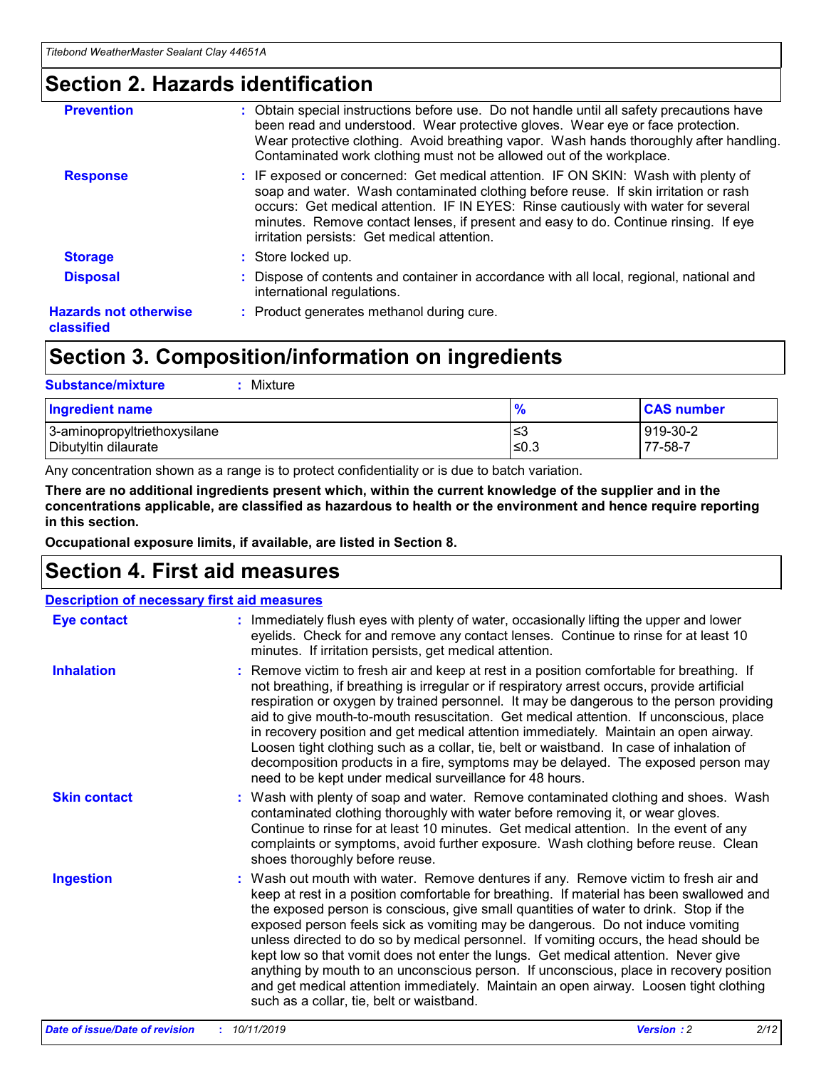# Section 2. Hazards identification

**Prevention** : Obtain special instructions before use. Do not handle until all safety precautions have been read and understood. Wear protective gloves. Wear eye or face protection. Wear protective clothing. Avoid breathing vapor. Wash hands thoroughly after handling. Contaminated work clothing must not be allowed out of the workplace.

**Response** : IF exposed or concerned: Get medical attention. IF ON SKIN: Wash with plenty of soap and water. Wash contaminated clothing before reuse. If skin irritation or rash occurs: Get medical attention. IF IN EYES: Rinse cautiously with water for several minutes. Remove contact lenses, if present and easy to do. Continue rinsing. If eye irritation persists: Get medical attention.

**Storage** : Store locked up.

**Disposal** : Dispose of contents and container in accordance with all local, regional, national and international regulations.

**Hazards not otherwise classified** : Product generates methanol during cure.

# Section 3. Composition/information on ingredients

**Substance/mixture** : Mixture

| Ingredient name | % | CAS number |
|---|---|---|
| 3-aminopropyltriethoxysilane | ≤3 | 919-30-2 |
| Dibutyltin dilaurate | ≤0.3 | 77-58-7 |

Any concentration shown as a range is to protect confidentiality or is due to batch variation.

**There are no additional ingredients present which, within the current knowledge of the supplier and in the concentrations applicable, are classified as hazardous to health or the environment and hence require reporting in this section.**

**Occupational exposure limits, if available, are listed in Section 8.**

# Section 4. First aid measures

## Description of necessary first aid measures

**Eye contact** : Immediately flush eyes with plenty of water, occasionally lifting the upper and lower eyelids. Check for and remove any contact lenses. Continue to rinse for at least 10 minutes. If irritation persists, get medical attention.

**Inhalation** : Remove victim to fresh air and keep at rest in a position comfortable for breathing. If not breathing, if breathing is irregular or if respiratory arrest occurs, provide artificial respiration or oxygen by trained personnel. It may be dangerous to the person providing aid to give mouth-to-mouth resuscitation. Get medical attention. If unconscious, place in recovery position and get medical attention immediately. Maintain an open airway. Loosen tight clothing such as a collar, tie, belt or waistband. In case of inhalation of decomposition products in a fire, symptoms may be delayed. The exposed person may need to be kept under medical surveillance for 48 hours.

**Skin contact** : Wash with plenty of soap and water. Remove contaminated clothing and shoes. Wash contaminated clothing thoroughly with water before removing it, or wear gloves. Continue to rinse for at least 10 minutes. Get medical attention. In the event of any complaints or symptoms, avoid further exposure. Wash clothing before reuse. Clean shoes thoroughly before reuse.

**Ingestion** : Wash out mouth with water. Remove dentures if any. Remove victim to fresh air and keep at rest in a position comfortable for breathing. If material has been swallowed and the exposed person is conscious, give small quantities of water to drink. Stop if the exposed person feels sick as vomiting may be dangerous. Do not induce vomiting unless directed to do so by medical personnel. If vomiting occurs, the head should be kept low so that vomit does not enter the lungs. Get medical attention. Never give anything by mouth to an unconscious person. If unconscious, place in recovery position and get medical attention immediately. Maintain an open airway. Loosen tight clothing such as a collar, tie, belt or waistband.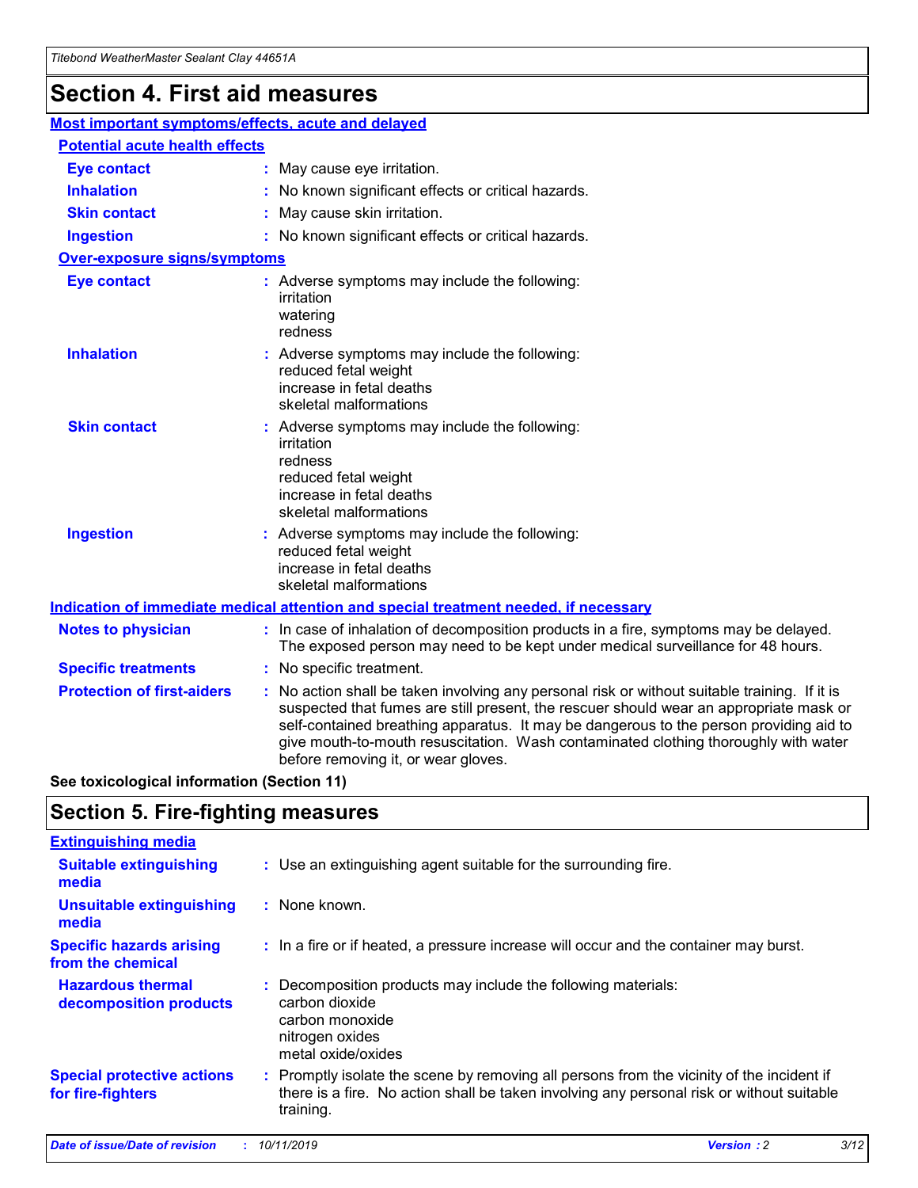# Section 4. First aid measures

## Most important symptoms/effects, acute and delayed

### Potential acute health effects

**Eye contact** : May cause eye irritation.

**Inhalation** : No known significant effects or critical hazards.

**Skin contact** : May cause skin irritation.

**Ingestion** : No known significant effects or critical hazards.

### Over-exposure signs/symptoms

**Eye contact** : Adverse symptoms may include the following:
irritation
watering
redness

**Inhalation** : Adverse symptoms may include the following:
reduced fetal weight
increase in fetal deaths
skeletal malformations

**Skin contact** : Adverse symptoms may include the following:
irritation
redness
reduced fetal weight
increase in fetal deaths
skeletal malformations

**Ingestion** : Adverse symptoms may include the following:
reduced fetal weight
increase in fetal deaths
skeletal malformations

## Indication of immediate medical attention and special treatment needed, if necessary

**Notes to physician** : In case of inhalation of decomposition products in a fire, symptoms may be delayed. The exposed person may need to be kept under medical surveillance for 48 hours.

**Specific treatments** : No specific treatment.

**Protection of first-aiders** : No action shall be taken involving any personal risk or without suitable training. If it is suspected that fumes are still present, the rescuer should wear an appropriate mask or self-contained breathing apparatus. It may be dangerous to the person providing aid to give mouth-to-mouth resuscitation. Wash contaminated clothing thoroughly with water before removing it, or wear gloves.

**See toxicological information (Section 11)**

# Section 5. Fire-fighting measures

## Extinguishing media

**Suitable extinguishing media** : Use an extinguishing agent suitable for the surrounding fire.

**Unsuitable extinguishing media** : None known.

**Specific hazards arising from the chemical** : In a fire or if heated, a pressure increase will occur and the container may burst.

**Hazardous thermal decomposition products** : Decomposition products may include the following materials:
carbon dioxide
carbon monoxide
nitrogen oxides
metal oxide/oxides

**Special protective actions for fire-fighters** : Promptly isolate the scene by removing all persons from the vicinity of the incident if there is a fire. No action shall be taken involving any personal risk or without suitable training.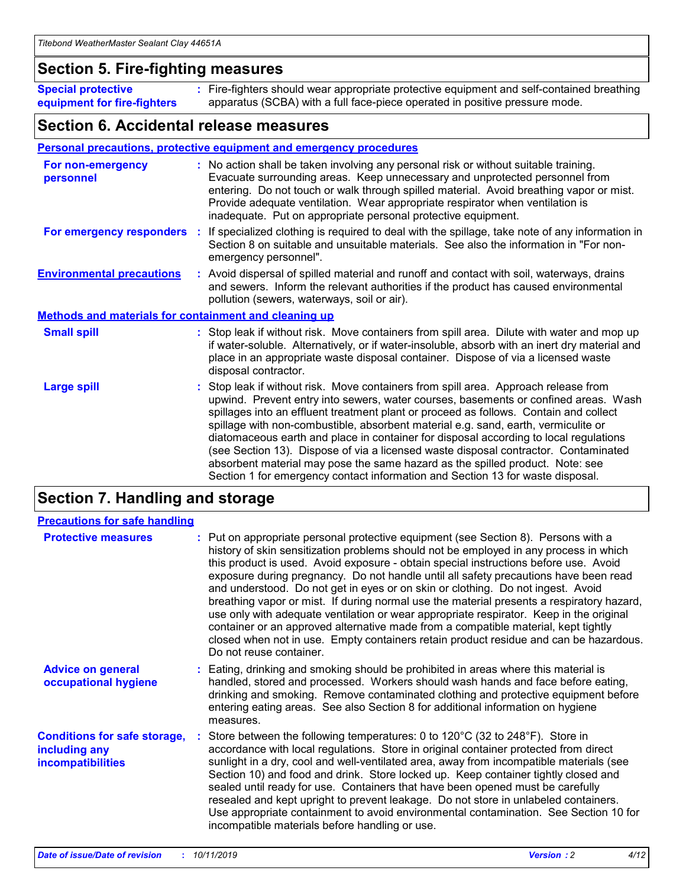## Section 5. Fire-fighting measures

**Special protective equipment for fire-fighters** : Fire-fighters should wear appropriate protective equipment and self-contained breathing apparatus (SCBA) with a full face-piece operated in positive pressure mode.

## Section 6. Accidental release measures

### Personal precautions, protective equipment and emergency procedures

**For non-emergency personnel** : No action shall be taken involving any personal risk or without suitable training. Evacuate surrounding areas. Keep unnecessary and unprotected personnel from entering. Do not touch or walk through spilled material. Avoid breathing vapor or mist. Provide adequate ventilation. Wear appropriate respirator when ventilation is inadequate. Put on appropriate personal protective equipment.

**For emergency responders** : If specialized clothing is required to deal with the spillage, take note of any information in Section 8 on suitable and unsuitable materials. See also the information in "For non-emergency personnel".

**Environmental precautions** : Avoid dispersal of spilled material and runoff and contact with soil, waterways, drains and sewers. Inform the relevant authorities if the product has caused environmental pollution (sewers, waterways, soil or air).

### Methods and materials for containment and cleaning up

**Small spill** : Stop leak if without risk. Move containers from spill area. Dilute with water and mop up if water-soluble. Alternatively, or if water-insoluble, absorb with an inert dry material and place in an appropriate waste disposal container. Dispose of via a licensed waste disposal contractor.

**Large spill** : Stop leak if without risk. Move containers from spill area. Approach release from upwind. Prevent entry into sewers, water courses, basements or confined areas. Wash spillages into an effluent treatment plant or proceed as follows. Contain and collect spillage with non-combustible, absorbent material e.g. sand, earth, vermiculite or diatomaceous earth and place in container for disposal according to local regulations (see Section 13). Dispose of via a licensed waste disposal contractor. Contaminated absorbent material may pose the same hazard as the spilled product. Note: see Section 1 for emergency contact information and Section 13 for waste disposal.

## Section 7. Handling and storage

### Precautions for safe handling

**Protective measures** : Put on appropriate personal protective equipment (see Section 8). Persons with a history of skin sensitization problems should not be employed in any process in which this product is used. Avoid exposure - obtain special instructions before use. Avoid exposure during pregnancy. Do not handle until all safety precautions have been read and understood. Do not get in eyes or on skin or clothing. Do not ingest. Avoid breathing vapor or mist. If during normal use the material presents a respiratory hazard, use only with adequate ventilation or wear appropriate respirator. Keep in the original container or an approved alternative made from a compatible material, kept tightly closed when not in use. Empty containers retain product residue and can be hazardous. Do not reuse container.

**Advice on general occupational hygiene** : Eating, drinking and smoking should be prohibited in areas where this material is handled, stored and processed. Workers should wash hands and face before eating, drinking and smoking. Remove contaminated clothing and protective equipment before entering eating areas. See also Section 8 for additional information on hygiene measures.

**Conditions for safe storage, including any incompatibilities** : Store between the following temperatures: 0 to 120°C (32 to 248°F). Store in accordance with local regulations. Store in original container protected from direct sunlight in a dry, cool and well-ventilated area, away from incompatible materials (see Section 10) and food and drink. Store locked up. Keep container tightly closed and sealed until ready for use. Containers that have been opened must be carefully resealed and kept upright to prevent leakage. Do not store in unlabeled containers. Use appropriate containment to avoid environmental contamination. See Section 10 for incompatible materials before handling or use.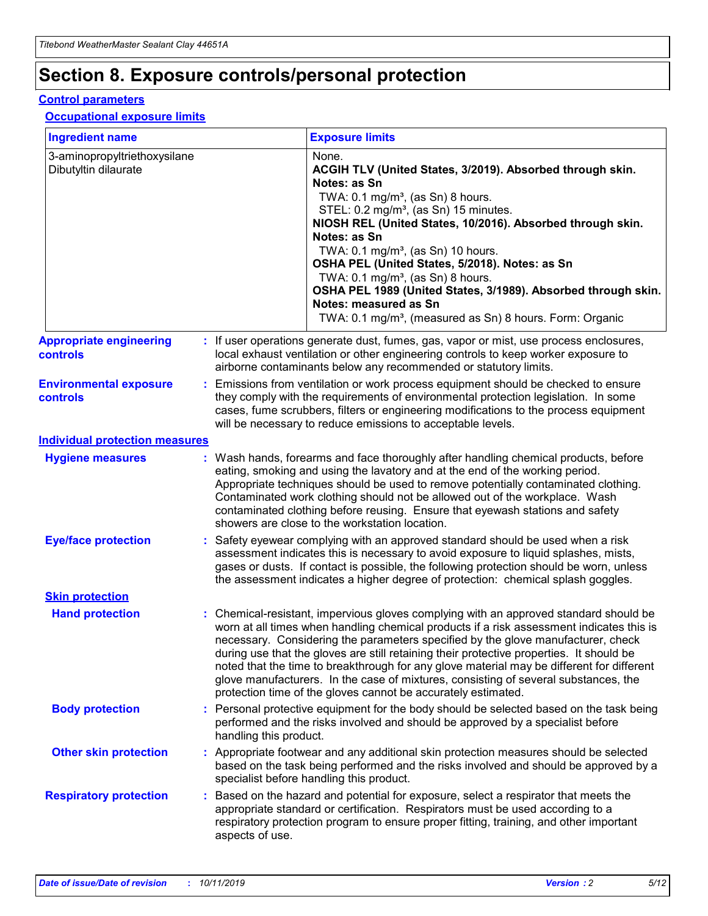# Section 8. Exposure controls/personal protection

## Control parameters

### Occupational exposure limits

| Ingredient name | Exposure limits |
| --- | --- |
| 3-aminopropyltriethoxysilane<br>Dibutyltin dilaurate | None.<br>**ACGIH TLV (United States, 3/2019). Absorbed through skin. Notes: as Sn**<br>TWA: 0.1 mg/m³, (as Sn) 8 hours.<br>STEL: 0.2 mg/m³, (as Sn) 15 minutes.<br>**NIOSH REL (United States, 10/2016). Absorbed through skin. Notes: as Sn**<br>TWA: 0.1 mg/m³, (as Sn) 10 hours.<br>**OSHA PEL (United States, 5/2018). Notes: as Sn**<br>TWA: 0.1 mg/m³, (as Sn) 8 hours.<br>**OSHA PEL 1989 (United States, 3/1989). Absorbed through skin. Notes: measured as Sn**<br>TWA: 0.1 mg/m³, (measured as Sn) 8 hours. Form: Organic |

**Appropriate engineering controls** : If user operations generate dust, fumes, gas, vapor or mist, use process enclosures, local exhaust ventilation or other engineering controls to keep worker exposure to airborne contaminants below any recommended or statutory limits.

**Environmental exposure controls** : Emissions from ventilation or work process equipment should be checked to ensure they comply with the requirements of environmental protection legislation. In some cases, fume scrubbers, filters or engineering modifications to the process equipment will be necessary to reduce emissions to acceptable levels.

## Individual protection measures

**Hygiene measures** : Wash hands, forearms and face thoroughly after handling chemical products, before eating, smoking and using the lavatory and at the end of the working period. Appropriate techniques should be used to remove potentially contaminated clothing. Contaminated work clothing should not be allowed out of the workplace. Wash contaminated clothing before reusing. Ensure that eyewash stations and safety showers are close to the workstation location.

**Eye/face protection** : Safety eyewear complying with an approved standard should be used when a risk assessment indicates this is necessary to avoid exposure to liquid splashes, mists, gases or dusts. If contact is possible, the following protection should be worn, unless the assessment indicates a higher degree of protection: chemical splash goggles.

### Skin protection

**Hand protection** : Chemical-resistant, impervious gloves complying with an approved standard should be worn at all times when handling chemical products if a risk assessment indicates this is necessary. Considering the parameters specified by the glove manufacturer, check during use that the gloves are still retaining their protective properties. It should be noted that the time to breakthrough for any glove material may be different for different glove manufacturers. In the case of mixtures, consisting of several substances, the protection time of the gloves cannot be accurately estimated.

**Body protection** : Personal protective equipment for the body should be selected based on the task being performed and the risks involved and should be approved by a specialist before handling this product.

**Other skin protection** : Appropriate footwear and any additional skin protection measures should be selected based on the task being performed and the risks involved and should be approved by a specialist before handling this product.

**Respiratory protection** : Based on the hazard and potential for exposure, select a respirator that meets the appropriate standard or certification. Respirators must be used according to a respiratory protection program to ensure proper fitting, training, and other important aspects of use.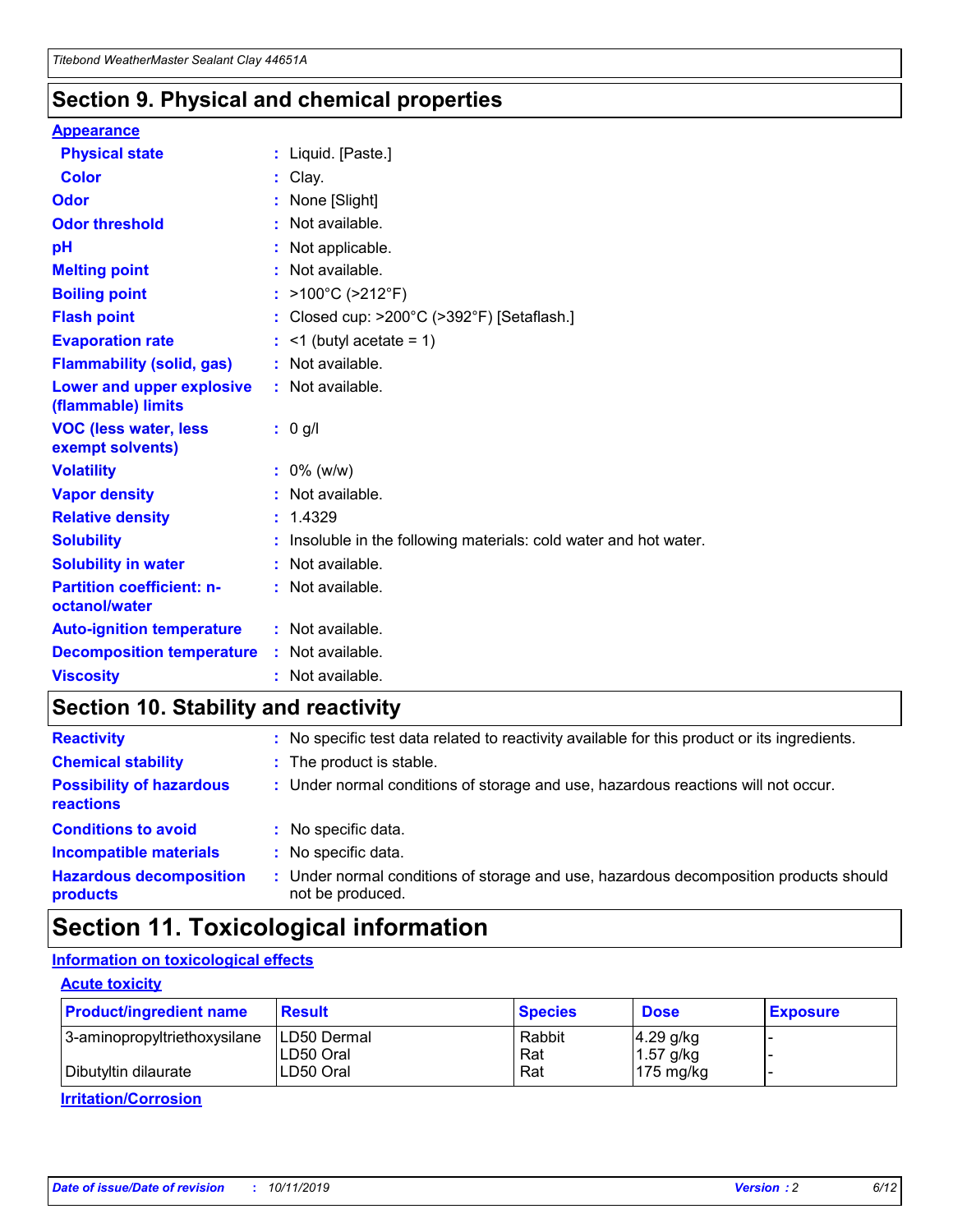## Section 9. Physical and chemical properties

**Appearance**

- **Physical state** : Liquid. [Paste.]
- **Color** : Clay.
- **Odor** : None [Slight]
- **Odor threshold** : Not available.
- **pH** : Not applicable.
- **Melting point** : Not available.
- **Boiling point** : >100°C (>212°F)
- **Flash point** : Closed cup: >200°C (>392°F) [Setaflash.]
- **Evaporation rate** : <1 (butyl acetate = 1)
- **Flammability (solid, gas)** : Not available.
- **Lower and upper explosive (flammable) limits** : Not available.
- **VOC (less water, less exempt solvents)** : 0 g/l
- **Volatility** : 0% (w/w)
- **Vapor density** : Not available.
- **Relative density** : 1.4329
- **Solubility** : Insoluble in the following materials: cold water and hot water.
- **Solubility in water** : Not available.
- **Partition coefficient: n-octanol/water** : Not available.
- **Auto-ignition temperature** : Not available.
- **Decomposition temperature** : Not available.
- **Viscosity** : Not available.

## Section 10. Stability and reactivity

- **Reactivity** : No specific test data related to reactivity available for this product or its ingredients.
- **Chemical stability** : The product is stable.
- **Possibility of hazardous reactions** : Under normal conditions of storage and use, hazardous reactions will not occur.
- **Conditions to avoid** : No specific data.
- **Incompatible materials** : No specific data.
- **Hazardous decomposition products** : Under normal conditions of storage and use, hazardous decomposition products should not be produced.

## Section 11. Toxicological information

**Information on toxicological effects**

**Acute toxicity**

| Product/ingredient name | Result | Species | Dose | Exposure |
|---|---|---|---|---|
| 3-aminopropyltriethoxysilane | LD50 Dermal | Rabbit | 4.29 g/kg | - |
| | LD50 Oral | Rat | 1.57 g/kg | - |
| Dibutyltin dilaurate | LD50 Oral | Rat | 175 mg/kg | - |

**Irritation/Corrosion**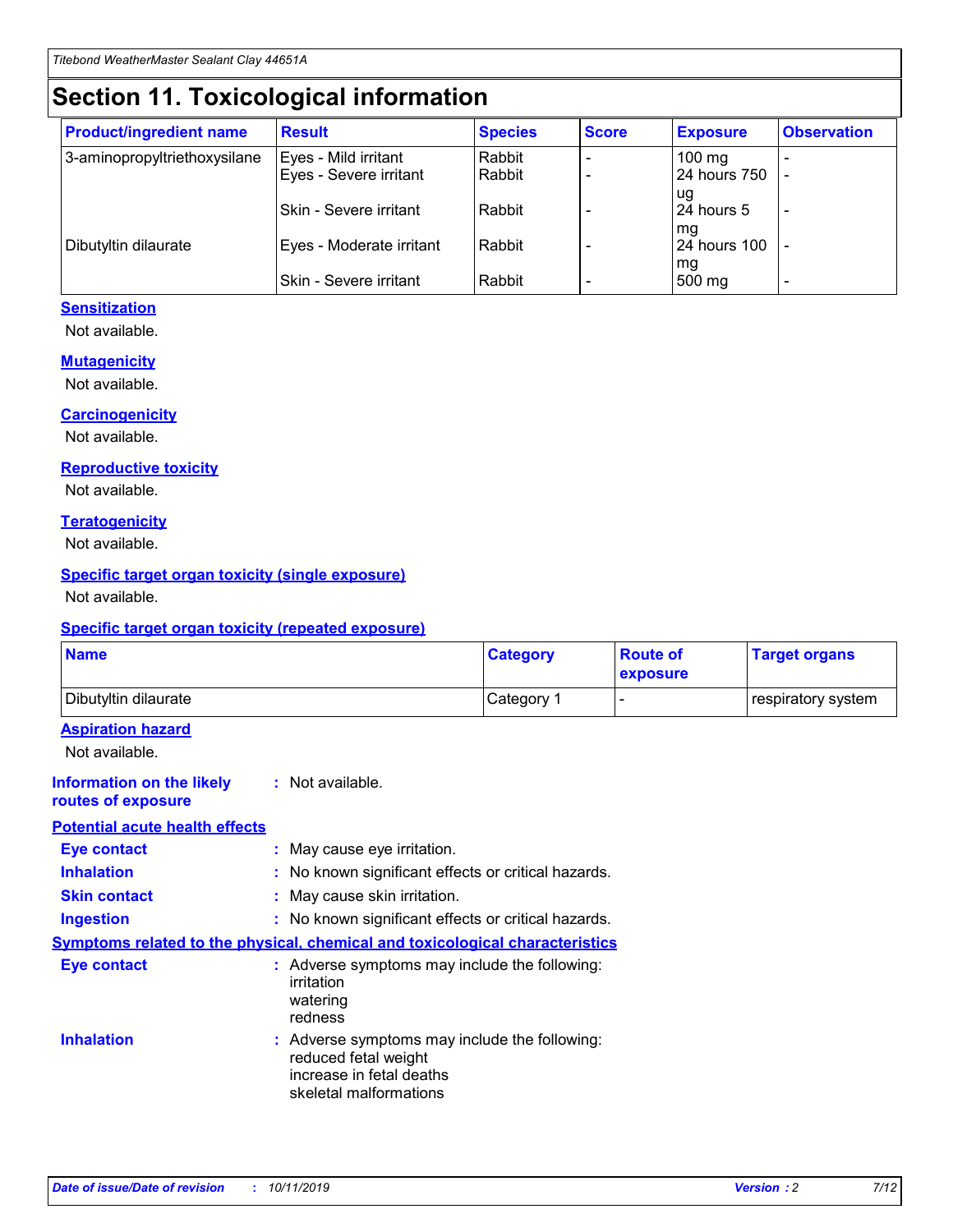# Section 11. Toxicological information

| Product/ingredient name | Result | Species | Score | Exposure | Observation |
|---|---|---|---|---|---|
| 3-aminopropyltriethoxysilane | Eyes - Mild irritant | Rabbit | - | 100 mg | - |
| | Eyes - Severe irritant | Rabbit | - | 24 hours 750 ug | - |
| | Skin - Severe irritant | Rabbit | - | 24 hours 5 mg | - |
| Dibutyltin dilaurate | Eyes - Moderate irritant | Rabbit | - | 24 hours 100 mg | - |
| | Skin - Severe irritant | Rabbit | - | 500 mg | - |

### Sensitization

Not available.

### Mutagenicity

Not available.

### Carcinogenicity

Not available.

### Reproductive toxicity

Not available.

### Teratogenicity

Not available.

### Specific target organ toxicity (single exposure)

Not available.

### Specific target organ toxicity (repeated exposure)

| Name | Category | Route of exposure | Target organs |
|---|---|---|---|
| Dibutyltin dilaurate | Category 1 | - | respiratory system |

### Aspiration hazard

Not available.

**Information on the likely routes of exposure** : Not available.

### Potential acute health effects

**Eye contact** : May cause eye irritation.

**Inhalation** : No known significant effects or critical hazards.

**Skin contact** : May cause skin irritation.

**Ingestion** : No known significant effects or critical hazards.

### Symptoms related to the physical, chemical and toxicological characteristics

**Eye contact** : Adverse symptoms may include the following:
irritation
watering
redness

**Inhalation** : Adverse symptoms may include the following:
reduced fetal weight
increase in fetal deaths
skeletal malformations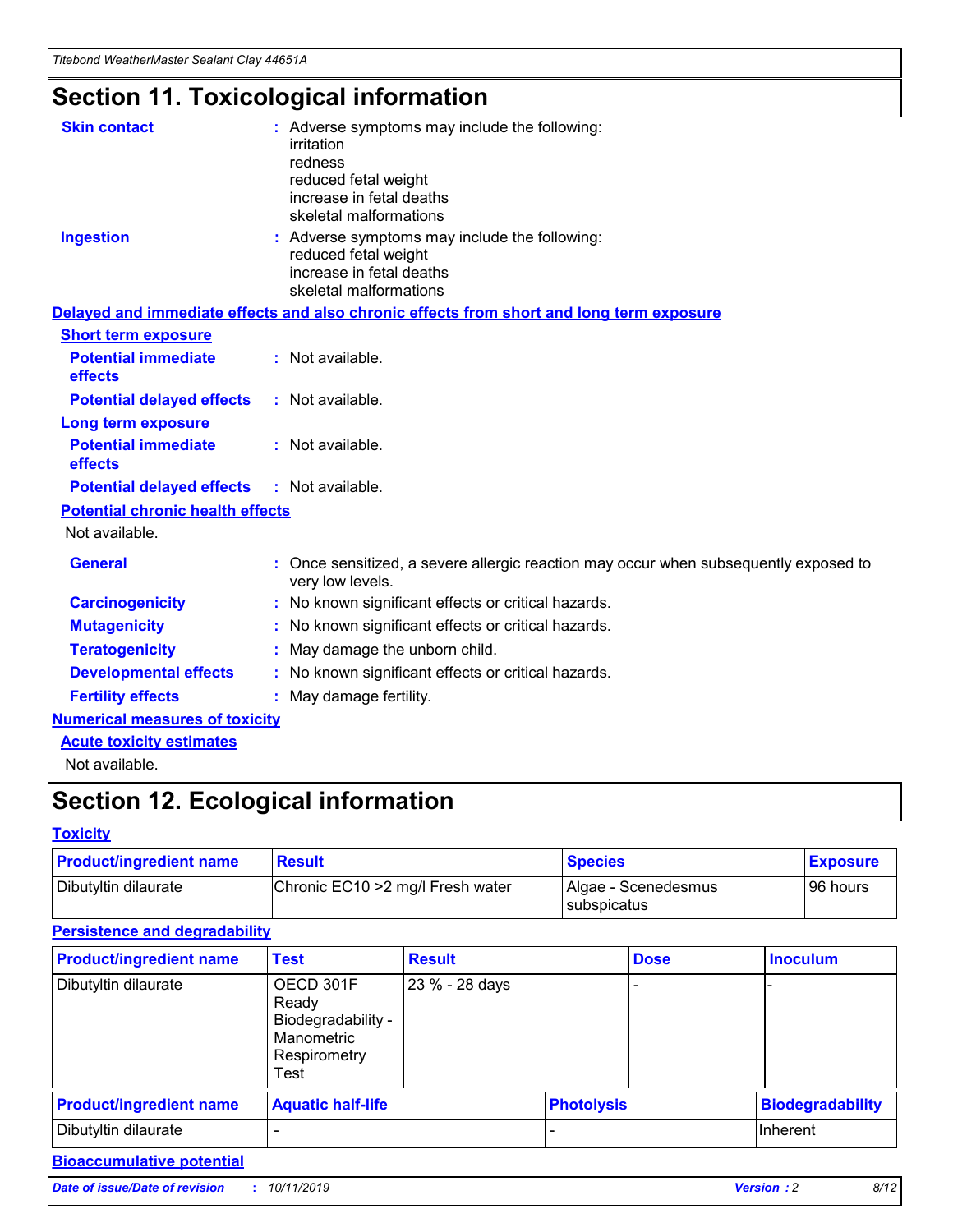# Section 11. Toxicological information

**Skin contact** : Adverse symptoms may include the following:
irritation
redness
reduced fetal weight
increase in fetal deaths
skeletal malformations

**Ingestion** : Adverse symptoms may include the following:
reduced fetal weight
increase in fetal deaths
skeletal malformations

**Delayed and immediate effects and also chronic effects from short and long term exposure**

**Short term exposure**

**Potential immediate effects** : Not available.

**Potential delayed effects** : Not available.

**Long term exposure**

**Potential immediate effects** : Not available.

**Potential delayed effects** : Not available.

**Potential chronic health effects**

Not available.

**General** : Once sensitized, a severe allergic reaction may occur when subsequently exposed to very low levels.

**Carcinogenicity** : No known significant effects or critical hazards.

**Mutagenicity** : No known significant effects or critical hazards.

**Teratogenicity** : May damage the unborn child.

**Developmental effects** : No known significant effects or critical hazards.

**Fertility effects** : May damage fertility.

**Numerical measures of toxicity**

**Acute toxicity estimates**

Not available.

# Section 12. Ecological information

**Toxicity**

| Product/ingredient name | Result | Species | Exposure |
|---|---|---|---|
| Dibutyltin dilaurate | Chronic EC10 >2 mg/l Fresh water | Algae - Scenedesmus subspicatus | 96 hours |

**Persistence and degradability**

| Product/ingredient name | Test | Result | Dose | Inoculum |
|---|---|---|---|---|
| Dibutyltin dilaurate | OECD 301F Ready Biodegradability - Manometric Respirometry Test | 23 % - 28 days | - | - |

| Product/ingredient name | Aquatic half-life | Photolysis | Biodegradability |
|---|---|---|---|
| Dibutyltin dilaurate | - | - | Inherent |

**Bioaccumulative potential**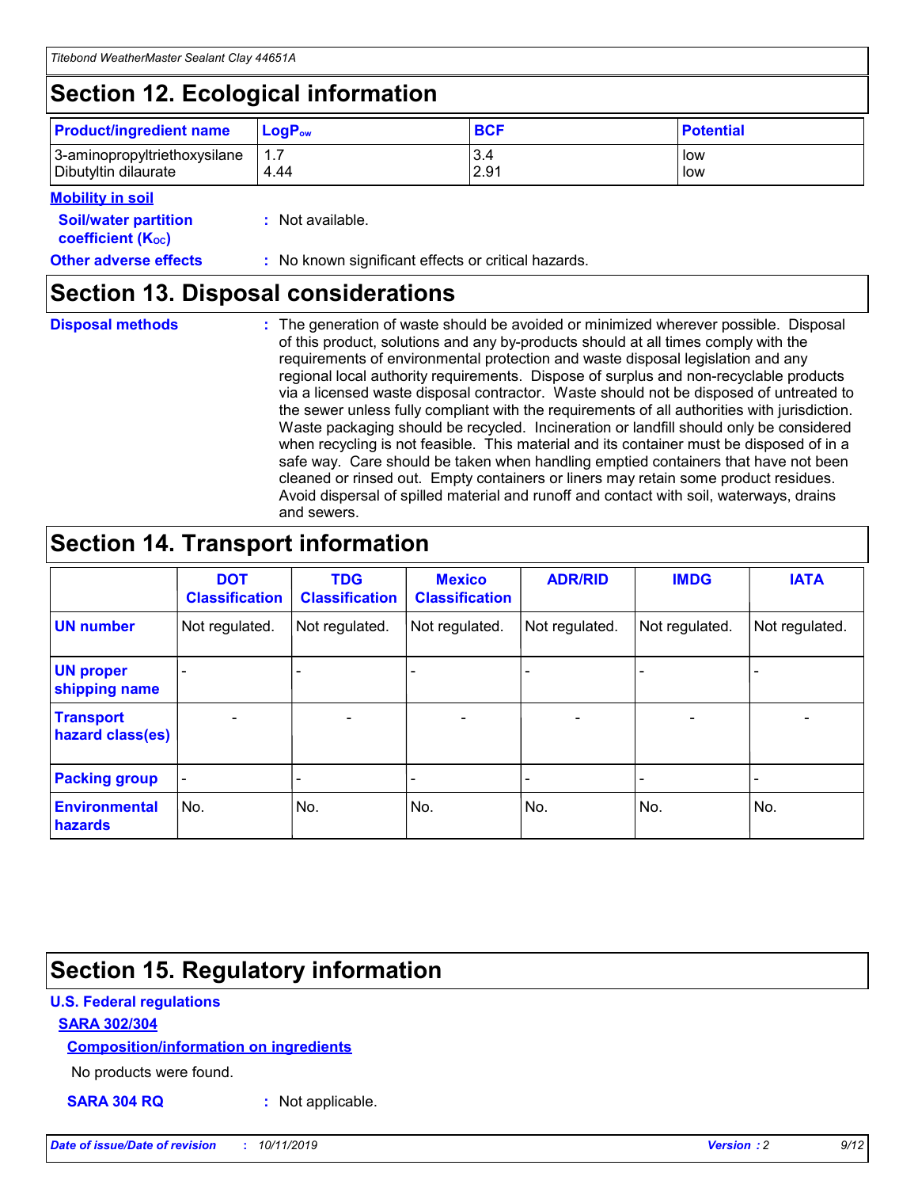## Section 12. Ecological information

| Product/ingredient name | $LogP_{ow}$ | BCF | Potential |
|---|---|---|---|
| 3-aminopropyltriethoxysilane | 1.7 | 3.4 | low |
| Dibutyltin dilaurate | 4.44 | 2.91 | low |

**Mobility in soil**

**Soil/water partition coefficient ($K_{OC}$)** : Not available.

**Other adverse effects** : No known significant effects or critical hazards.

## Section 13. Disposal considerations

**Disposal methods** : The generation of waste should be avoided or minimized wherever possible. Disposal of this product, solutions and any by-products should at all times comply with the requirements of environmental protection and waste disposal legislation and any regional local authority requirements. Dispose of surplus and non-recyclable products via a licensed waste disposal contractor. Waste should not be disposed of untreated to the sewer unless fully compliant with the requirements of all authorities with jurisdiction. Waste packaging should be recycled. Incineration or landfill should only be considered when recycling is not feasible. This material and its container must be disposed of in a safe way. Care should be taken when handling emptied containers that have not been cleaned or rinsed out. Empty containers or liners may retain some product residues. Avoid dispersal of spilled material and runoff and contact with soil, waterways, drains and sewers.

## Section 14. Transport information

| | DOT Classification | TDG Classification | Mexico Classification | ADR/RID | IMDG | IATA |
|---|---|---|---|---|---|---|
| UN number | Not regulated. | Not regulated. | Not regulated. | Not regulated. | Not regulated. | Not regulated. |
| UN proper shipping name | - | - | - | - | - | - |
| Transport hazard class(es) | - | - | - | - | - | - |
| Packing group | - | - | - | - | - | - |
| Environmental hazards | No. | No. | No. | No. | No. | No. |

## Section 15. Regulatory information

**U.S. Federal regulations**

**SARA 302/304**

**Composition/information on ingredients**

No products were found.

**SARA 304 RQ** : Not applicable.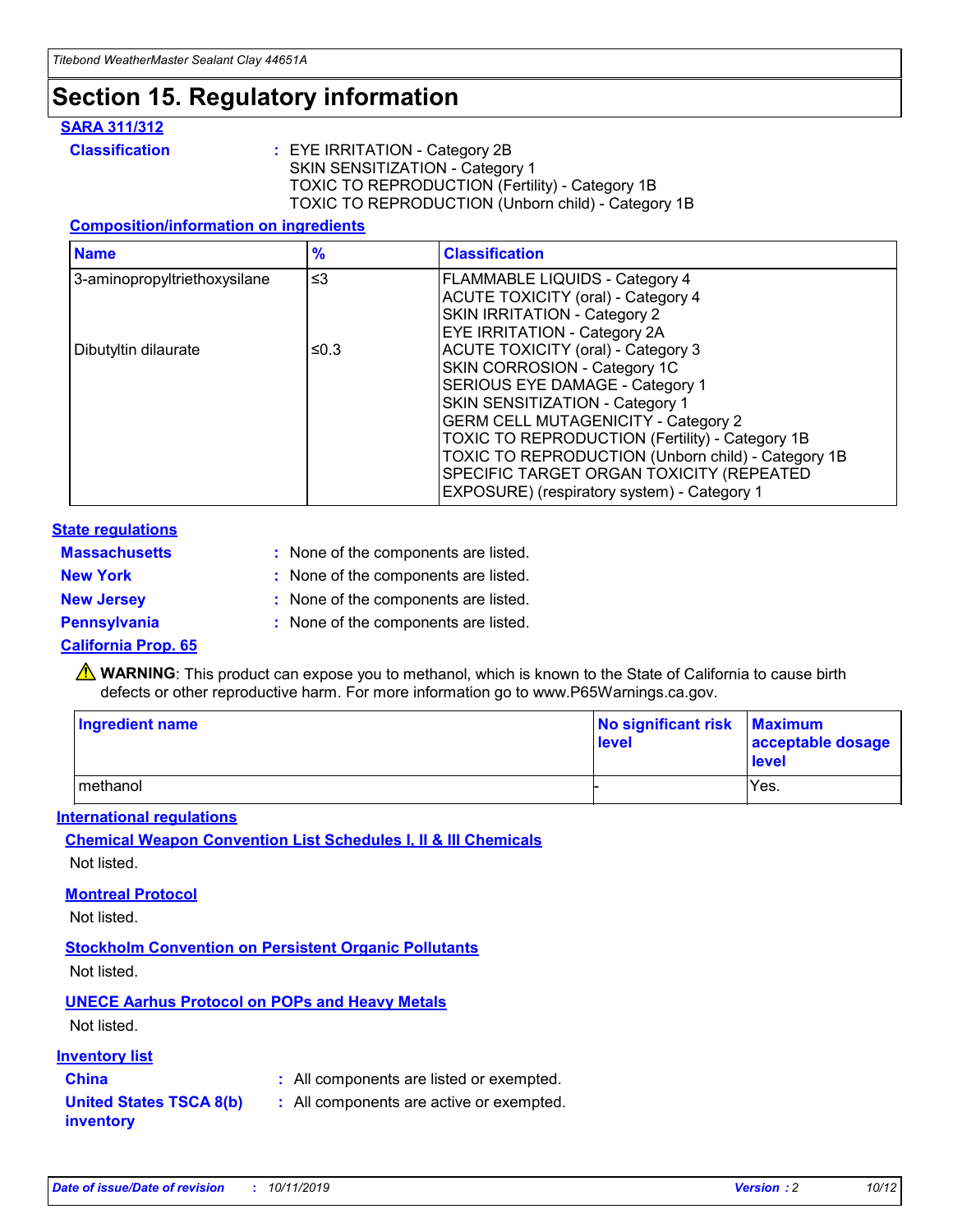# Section 15. Regulatory information

**SARA 311/312**

**Classification** : EYE IRRITATION - Category 2B
SKIN SENSITIZATION - Category 1
TOXIC TO REPRODUCTION (Fertility) - Category 1B
TOXIC TO REPRODUCTION (Unborn child) - Category 1B

**Composition/information on ingredients**

| Name | % | Classification |
|---|---|---|
| 3-aminopropyltriethoxysilane | ≤3 | FLAMMABLE LIQUIDS - Category 4<br>ACUTE TOXICITY (oral) - Category 4<br>SKIN IRRITATION - Category 2<br>EYE IRRITATION - Category 2A |
| Dibutyltin dilaurate | ≤0.3 | ACUTE TOXICITY (oral) - Category 3<br>SKIN CORROSION - Category 1C<br>SERIOUS EYE DAMAGE - Category 1<br>SKIN SENSITIZATION - Category 1<br>GERM CELL MUTAGENICITY - Category 2<br>TOXIC TO REPRODUCTION (Fertility) - Category 1B<br>TOXIC TO REPRODUCTION (Unborn child) - Category 1B<br>SPECIFIC TARGET ORGAN TOXICITY (REPEATED EXPOSURE) (respiratory system) - Category 1 |

**State regulations**

**Massachusetts** : None of the components are listed.

**New York** : None of the components are listed.

**New Jersey** : None of the components are listed.

**Pennsylvania** : None of the components are listed.

**California Prop. 65**

⚠ **WARNING**: This product can expose you to methanol, which is known to the State of California to cause birth defects or other reproductive harm. For more information go to www.P65Warnings.ca.gov.

| Ingredient name | No significant risk level | Maximum acceptable dosage level |
|---|---|---|
| methanol | - | Yes. |

**International regulations**

**Chemical Weapon Convention List Schedules I, II & III Chemicals**

Not listed.

**Montreal Protocol**

Not listed.

**Stockholm Convention on Persistent Organic Pollutants**

Not listed.

**UNECE Aarhus Protocol on POPs and Heavy Metals**

Not listed.

**Inventory list**

**China** : All components are listed or exempted.

**United States TSCA 8(b) inventory** : All components are active or exempted.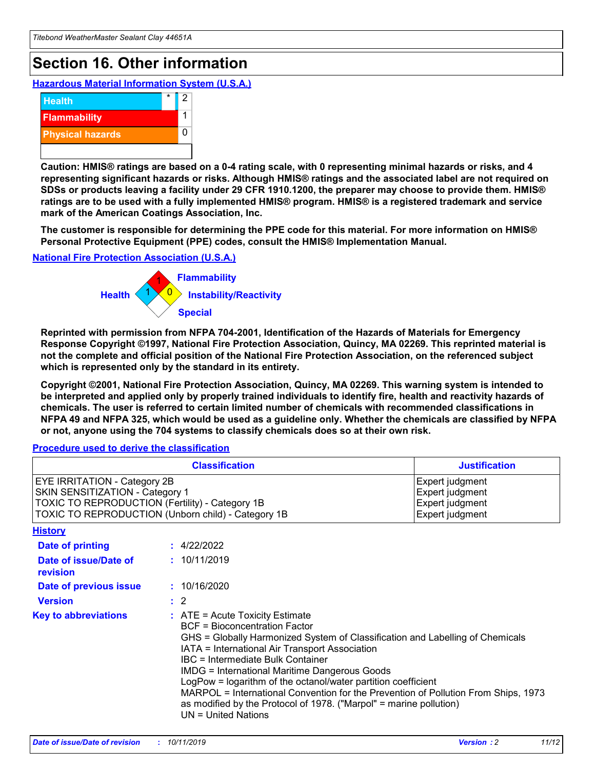# Section 16. Other information

### Hazardous Material Information System (U.S.A.)

| | | |
|---|---|---|
| Health | * | 2 |
| Flammability | | 1 |
| Physical hazards | | 0 |

**Caution: HMIS® ratings are based on a 0-4 rating scale, with 0 representing minimal hazards or risks, and 4 representing significant hazards or risks. Although HMIS® ratings and the associated label are not required on SDSs or products leaving a facility under 29 CFR 1910.1200, the preparer may choose to provide them. HMIS® ratings are to be used with a fully implemented HMIS® program. HMIS® is a registered trademark and service mark of the American Coatings Association, Inc.**

**The customer is responsible for determining the PPE code for this material. For more information on HMIS® Personal Protective Equipment (PPE) codes, consult the HMIS® Implementation Manual.**

### National Fire Protection Association (U.S.A.)

- Health: 1
- Flammability: 1
- Instability/Reactivity: 0
- Special:

**Reprinted with permission from NFPA 704-2001, Identification of the Hazards of Materials for Emergency Response Copyright ©1997, National Fire Protection Association, Quincy, MA 02269. This reprinted material is not the complete and official position of the National Fire Protection Association, on the referenced subject which is represented only by the standard in its entirety.**

**Copyright ©2001, National Fire Protection Association, Quincy, MA 02269. This warning system is intended to be interpreted and applied only by properly trained individuals to identify fire, health and reactivity hazards of chemicals. The user is referred to certain limited number of chemicals with recommended classifications in NFPA 49 and NFPA 325, which would be used as a guideline only. Whether the chemicals are classified by NFPA or not, anyone using the 704 systems to classify chemicals does so at their own risk.**

### Procedure used to derive the classification

| Classification | Justification |
|---|---|
| EYE IRRITATION - Category 2B | Expert judgment |
| SKIN SENSITIZATION - Category 1 | Expert judgment |
| TOXIC TO REPRODUCTION (Fertility) - Category 1B | Expert judgment |
| TOXIC TO REPRODUCTION (Unborn child) - Category 1B | Expert judgment |

### History

**Date of printing** : 4/22/2022

**Date of issue/Date of revision** : 10/11/2019

**Date of previous issue** : 10/16/2020

**Version** : 2

**Key to abbreviations** :
ATE = Acute Toxicity Estimate
BCF = Bioconcentration Factor
GHS = Globally Harmonized System of Classification and Labelling of Chemicals
IATA = International Air Transport Association
IBC = Intermediate Bulk Container
IMDG = International Maritime Dangerous Goods
LogPow = logarithm of the octanol/water partition coefficient
MARPOL = International Convention for the Prevention of Pollution From Ships, 1973 as modified by the Protocol of 1978. ("Marpol" = marine pollution)
UN = United Nations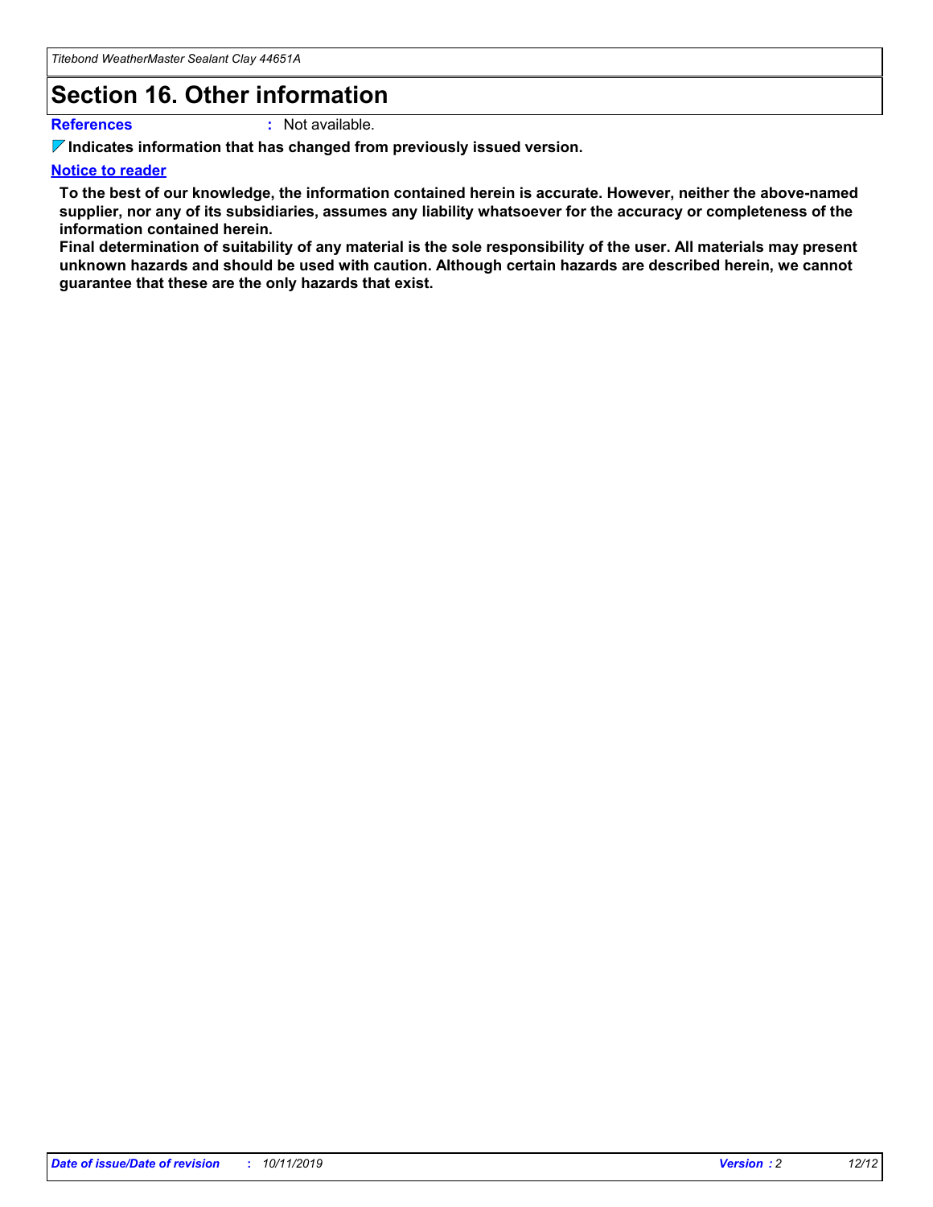# Section 16. Other information

**References** : Not available.

**Indicates information that has changed from previously issued version.**

**Notice to reader**

**To the best of our knowledge, the information contained herein is accurate. However, neither the above-named supplier, nor any of its subsidiaries, assumes any liability whatsoever for the accuracy or completeness of the information contained herein.**

**Final determination of suitability of any material is the sole responsibility of the user. All materials may present unknown hazards and should be used with caution. Although certain hazards are described herein, we cannot guarantee that these are the only hazards that exist.**